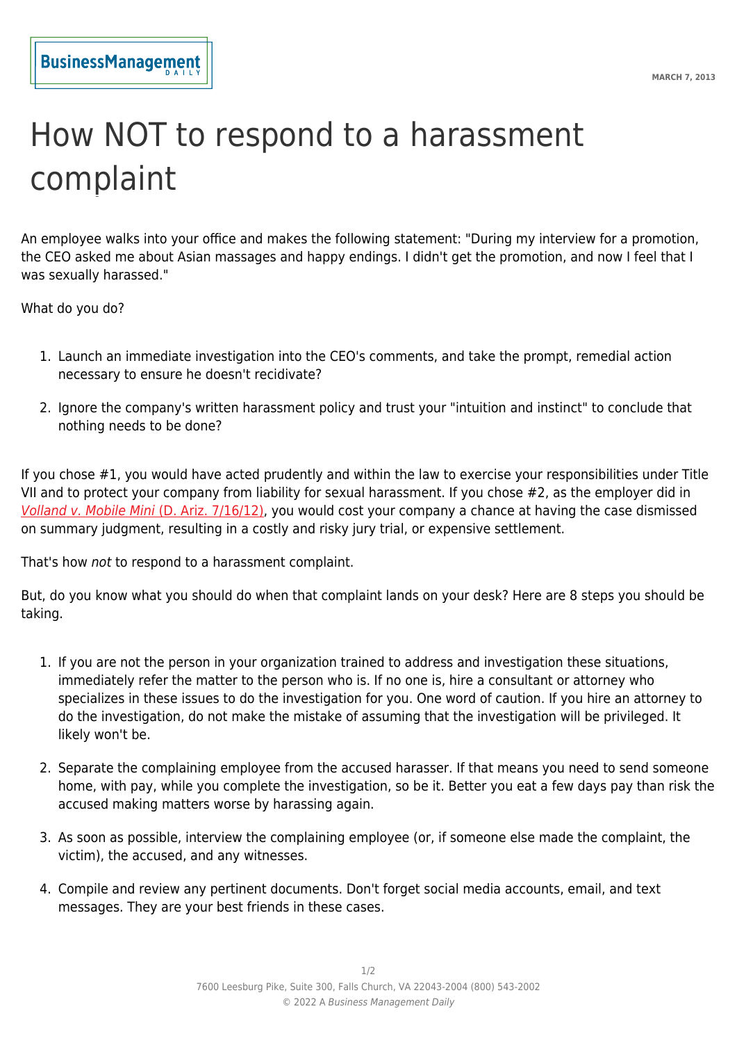MARCH 7, 2013

# How NOT to respond to a harassment complaint

An employee walks into your office and makes the following statement: "During my interview for a promotion, the CEO asked me about Asian massages and happy endings. I didn't get the promotion, and now I feel that I was sexually harassed."

What do you do?

1. Launch an immediate investigation into the CEO's comments, and take the prompt, remedial action necessary to ensure he doesn't recidivate?
2. Ignore the company's written harassment policy and trust your "intuition and instinct" to conclude that nothing needs to be done?

If you chose #1, you would have acted prudently and within the law to exercise your responsibilities under Title VII and to protect your company from liability for sexual harassment. If you chose #2, as the employer did in *Volland v. Mobile Mini* (D. Ariz. 7/16/12), you would cost your company a chance at having the case dismissed on summary judgment, resulting in a costly and risky jury trial, or expensive settlement.

That's how *not* to respond to a harassment complaint.

But, do you know what you should do when that complaint lands on your desk? Here are 8 steps you should be taking.

1. If you are not the person in your organization trained to address and investigation these situations, immediately refer the matter to the person who is. If no one is, hire a consultant or attorney who specializes in these issues to do the investigation for you. One word of caution. If you hire an attorney to do the investigation, do not make the mistake of assuming that the investigation will be privileged. It likely won't be.
2. Separate the complaining employee from the accused harasser. If that means you need to send someone home, with pay, while you complete the investigation, so be it. Better you eat a few days pay than risk the accused making matters worse by harassing again.
3. As soon as possible, interview the complaining employee (or, if someone else made the complaint, the victim), the accused, and any witnesses.
4. Compile and review any pertinent documents. Don't forget social media accounts, email, and text messages. They are your best friends in these cases.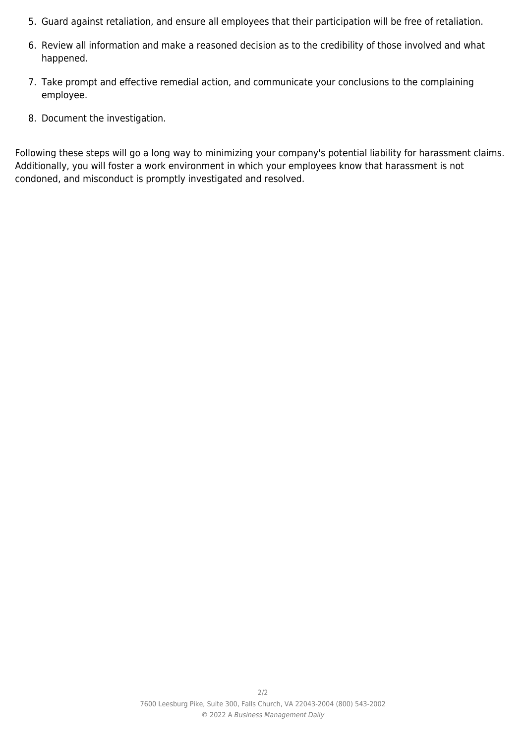5. Guard against retaliation, and ensure all employees that their participation will be free of retaliation.
6. Review all information and make a reasoned decision as to the credibility of those involved and what happened.
7. Take prompt and effective remedial action, and communicate your conclusions to the complaining employee.
8. Document the investigation.

Following these steps will go a long way to minimizing your company's potential liability for harassment claims. Additionally, you will foster a work environment in which your employees know that harassment is not condoned, and misconduct is promptly investigated and resolved.